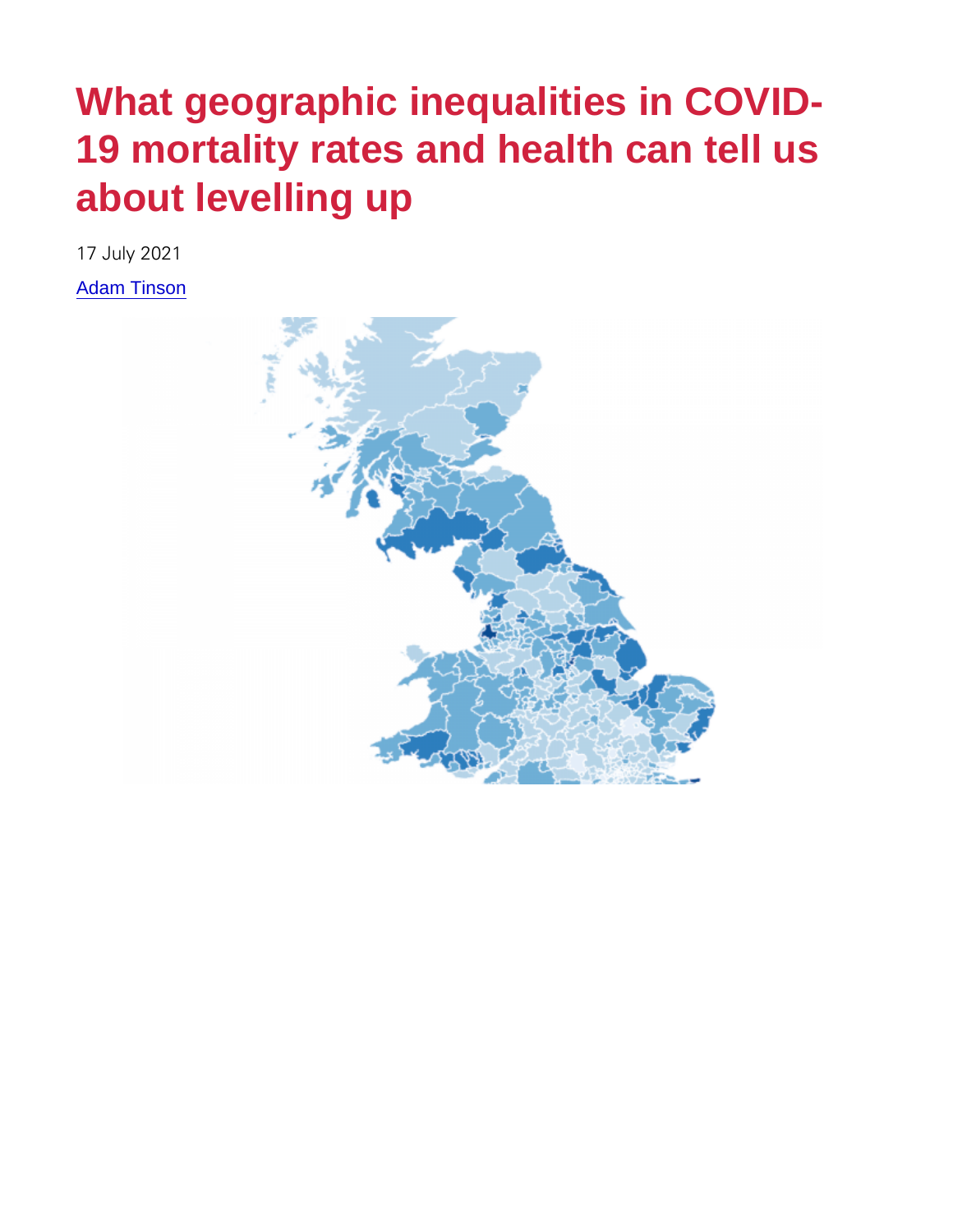# What geographic inequalities in COVID-19 mortality rates and health can tell us about levelling up

17 July 2021

[Adam Tinson]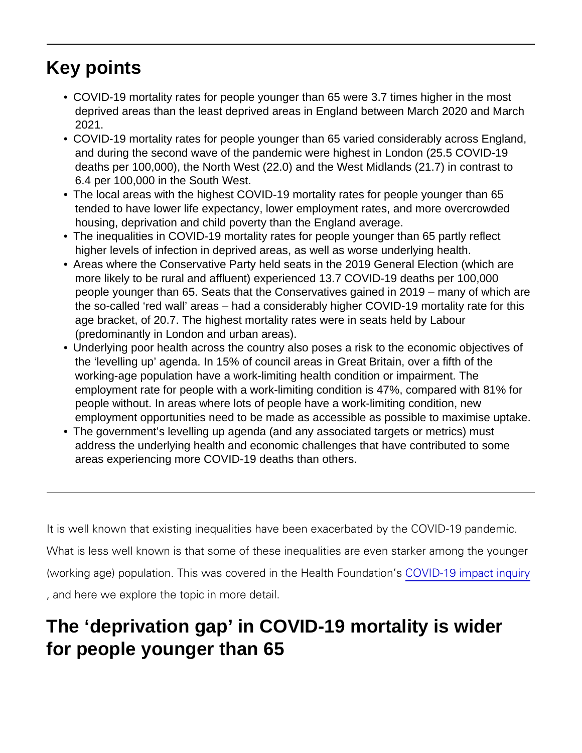## Key points

- COVID-19 mortality rates for people younger than 65 were 3.7 times higher in the most deprived areas than the least deprived areas in England between March 2020 and March 2021.
- COVID-19 mortality rates for people younger than 65 varied considerably across England, and during the second wave of the pandemic were highest in London (25.5 COVID-19 deaths per 100,000), the North West (22.0) and the West Midlands (21.7) in contrast to 6.4 per 100,000 in the South West.
- The local areas with the highest COVID-19 mortality rates for people younger than 65 tended to have lower life expectancy, lower employment rates, and more overcrowded housing, deprivation and child poverty than the England average.
- The inequalities in COVID-19 mortality rates for people younger than 65 partly reflect higher levels of infection in deprived areas, as well as worse underlying health.
- Areas where the Conservative Party held seats in the 2019 General Election (which are more likely to be rural and affluent) experienced 13.7 COVID-19 deaths per 100,000 people younger than 65. Seats that the Conservatives gained in 2019 – many of which are the so-called 'red wall' areas – had a considerably higher COVID-19 mortality rate for this age bracket, of 20.7. The highest mortality rates were in seats held by Labour (predominantly in London and urban areas).
- Underlying poor health across the country also poses a risk to the economic objectives of the 'levelling up' agenda. In 15% of council areas in Great Britain, over a fifth of the working-age population have a work-limiting health condition or impairment. The employment rate for people with a work-limiting condition is 47%, compared with 81% for people without. In areas where lots of people have a work-limiting condition, new employment opportunities need to be made as accessible as possible to maximise uptake.
- The government's levelling up agenda (and any associated targets or metrics) must address the underlying health and economic challenges that have contributed to some areas experiencing more COVID-19 deaths than others.

---

It is well known that existing inequalities have been exacerbated by the COVID-19 pandemic. What is less well known is that some of these inequalities are even starker among the younger (working age) population. This was covered in the Health Foundation's COVID-19 impact inquiry, and here we explore the topic in more detail.

## The 'deprivation gap' in COVID-19 mortality is wider for people younger than 65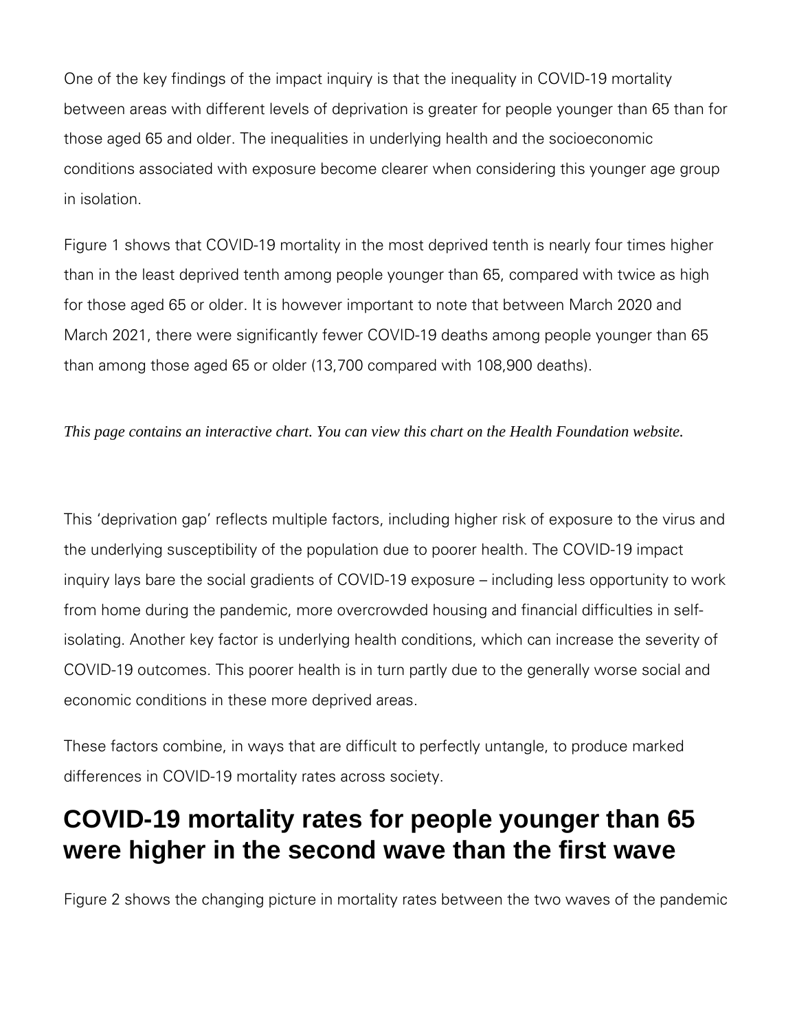One of the key findings of the impact inquiry is that the inequality in COVID-19 mortality between areas with different levels of deprivation is greater for people younger than 65 than for those aged 65 and older. The inequalities in underlying health and the socioeconomic conditions associated with exposure become clearer when considering this younger age group in isolation.

Figure 1 shows that COVID-19 mortality in the most deprived tenth is nearly four times higher than in the least deprived tenth among people younger than 65, compared with twice as high for those aged 65 or older. It is however important to note that between March 2020 and March 2021, there were significantly fewer COVID-19 deaths among people younger than 65 than among those aged 65 or older (13,700 compared with 108,900 deaths).

*This page contains an interactive chart. You can view this chart on the Health Foundation website.*

This 'deprivation gap' reflects multiple factors, including higher risk of exposure to the virus and the underlying susceptibility of the population due to poorer health. The COVID-19 impact inquiry lays bare the social gradients of COVID-19 exposure – including less opportunity to work from home during the pandemic, more overcrowded housing and financial difficulties in self-isolating. Another key factor is underlying health conditions, which can increase the severity of COVID-19 outcomes. This poorer health is in turn partly due to the generally worse social and economic conditions in these more deprived areas.

These factors combine, in ways that are difficult to perfectly untangle, to produce marked differences in COVID-19 mortality rates across society.

## COVID-19 mortality rates for people younger than 65 were higher in the second wave than the first wave

Figure 2 shows the changing picture in mortality rates between the two waves of the pandemic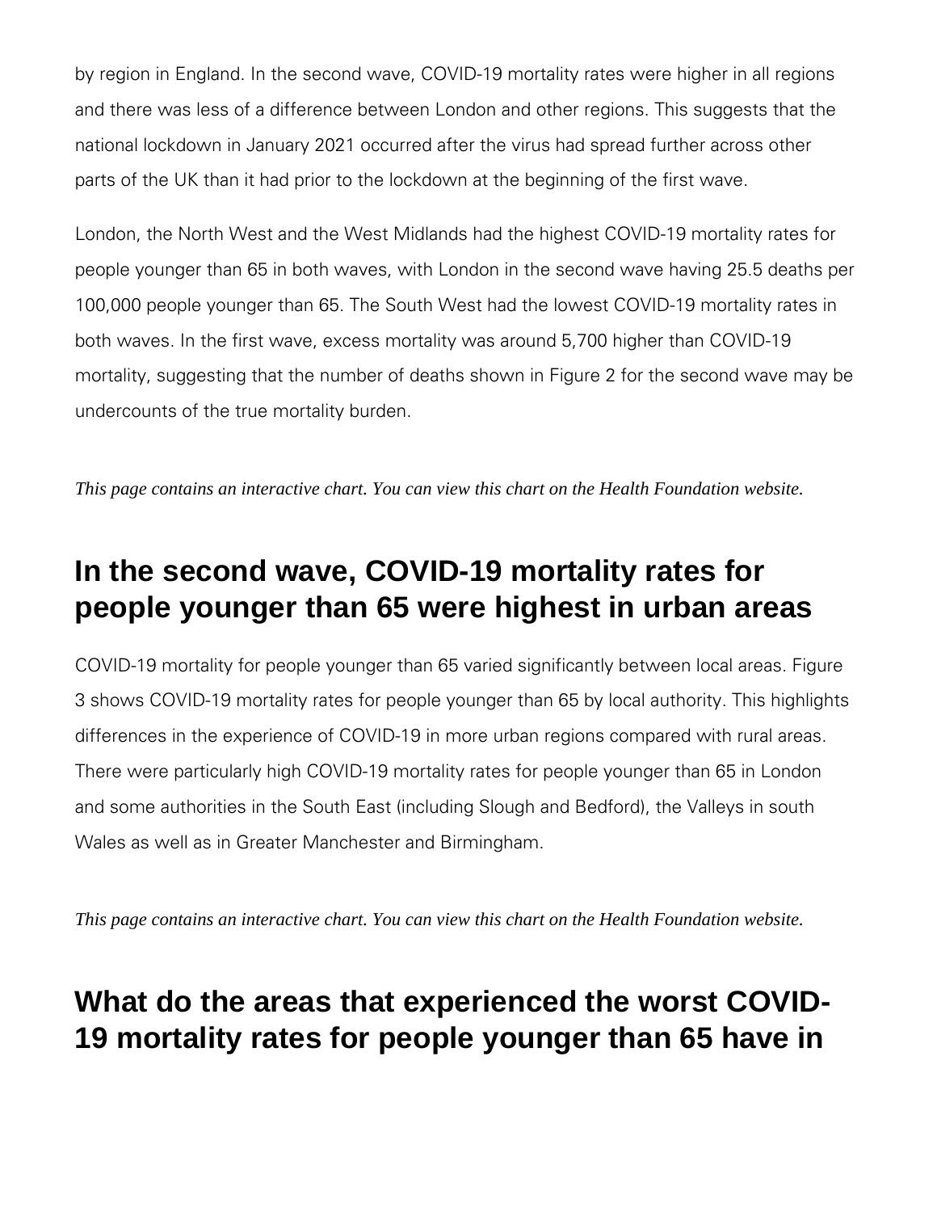by region in England. In the second wave, COVID-19 mortality rates were higher in all regions and there was less of a difference between London and other regions. This suggests that the national lockdown in January 2021 occurred after the virus had spread further across other parts of the UK than it had prior to the lockdown at the beginning of the first wave.

London, the North West and the West Midlands had the highest COVID-19 mortality rates for people younger than 65 in both waves, with London in the second wave having 25.5 deaths per 100,000 people younger than 65. The South West had the lowest COVID-19 mortality rates in both waves. In the first wave, excess mortality was around 5,700 higher than COVID-19 mortality, suggesting that the number of deaths shown in Figure 2 for the second wave may be undercounts of the true mortality burden.

*This page contains an interactive chart. You can view this chart on the Health Foundation website.*

## In the second wave, COVID-19 mortality rates for people younger than 65 were highest in urban areas

COVID-19 mortality for people younger than 65 varied significantly between local areas. Figure 3 shows COVID-19 mortality rates for people younger than 65 by local authority. This highlights differences in the experience of COVID-19 in more urban regions compared with rural areas. There were particularly high COVID-19 mortality rates for people younger than 65 in London and some authorities in the South East (including Slough and Bedford), the Valleys in south Wales as well as in Greater Manchester and Birmingham.

*This page contains an interactive chart. You can view this chart on the Health Foundation website.*

## What do the areas that experienced the worst COVID-19 mortality rates for people younger than 65 have in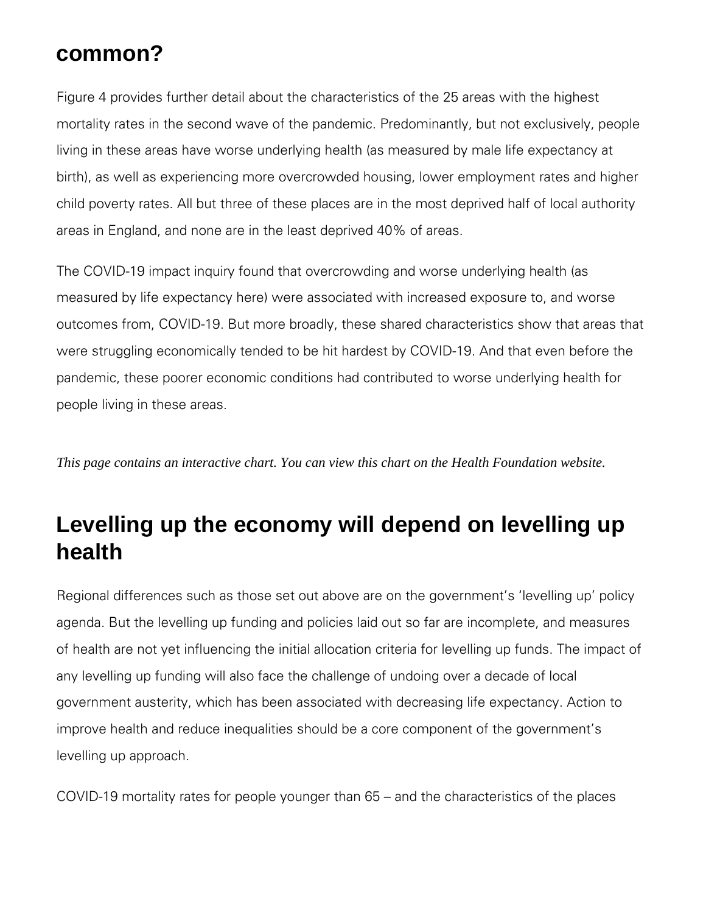## common?

Figure 4 provides further detail about the characteristics of the 25 areas with the highest mortality rates in the second wave of the pandemic. Predominantly, but not exclusively, people living in these areas have worse underlying health (as measured by male life expectancy at birth), as well as experiencing more overcrowded housing, lower employment rates and higher child poverty rates. All but three of these places are in the most deprived half of local authority areas in England, and none are in the least deprived 40% of areas.

The COVID-19 impact inquiry found that overcrowding and worse underlying health (as measured by life expectancy here) were associated with increased exposure to, and worse outcomes from, COVID-19. But more broadly, these shared characteristics show that areas that were struggling economically tended to be hit hardest by COVID-19. And that even before the pandemic, these poorer economic conditions had contributed to worse underlying health for people living in these areas.

*This page contains an interactive chart. You can view this chart on the Health Foundation website.*

## Levelling up the economy will depend on levelling up health

Regional differences such as those set out above are on the government's 'levelling up' policy agenda. But the levelling up funding and policies laid out so far are incomplete, and measures of health are not yet influencing the initial allocation criteria for levelling up funds. The impact of any levelling up funding will also face the challenge of undoing over a decade of local government austerity, which has been associated with decreasing life expectancy. Action to improve health and reduce inequalities should be a core component of the government's levelling up approach.

COVID-19 mortality rates for people younger than 65 – and the characteristics of the places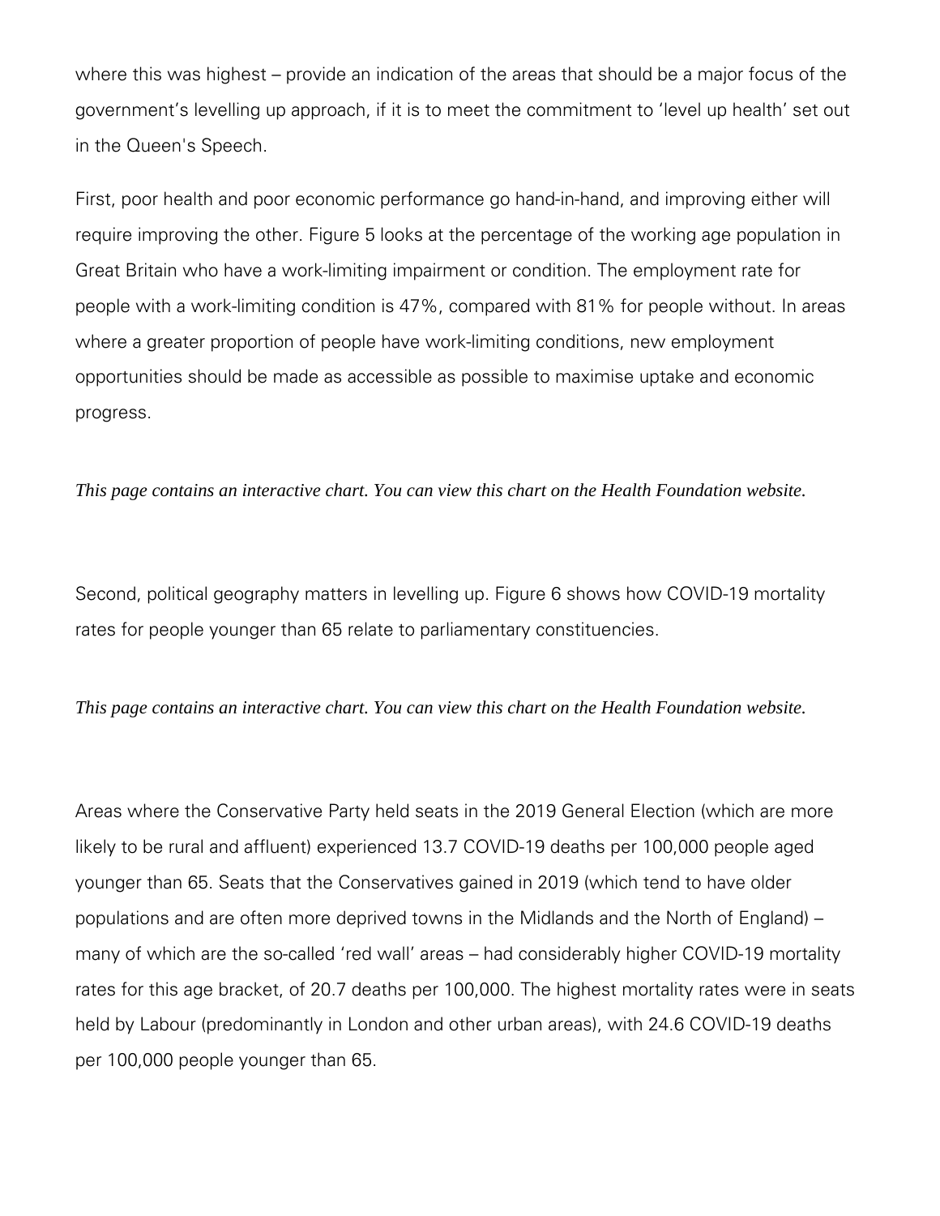where this was highest – provide an indication of the areas that should be a major focus of the government's levelling up approach, if it is to meet the commitment to 'level up health' set out in the Queen's Speech.

First, poor health and poor economic performance go hand-in-hand, and improving either will require improving the other. Figure 5 looks at the percentage of the working age population in Great Britain who have a work-limiting impairment or condition. The employment rate for people with a work-limiting condition is 47%, compared with 81% for people without. In areas where a greater proportion of people have work-limiting conditions, new employment opportunities should be made as accessible as possible to maximise uptake and economic progress.

*This page contains an interactive chart. You can view this chart on the Health Foundation website.*

Second, political geography matters in levelling up. Figure 6 shows how COVID-19 mortality rates for people younger than 65 relate to parliamentary constituencies.

*This page contains an interactive chart. You can view this chart on the Health Foundation website.*

Areas where the Conservative Party held seats in the 2019 General Election (which are more likely to be rural and affluent) experienced 13.7 COVID-19 deaths per 100,000 people aged younger than 65. Seats that the Conservatives gained in 2019 (which tend to have older populations and are often more deprived towns in the Midlands and the North of England) – many of which are the so-called 'red wall' areas – had considerably higher COVID-19 mortality rates for this age bracket, of 20.7 deaths per 100,000. The highest mortality rates were in seats held by Labour (predominantly in London and other urban areas), with 24.6 COVID-19 deaths per 100,000 people younger than 65.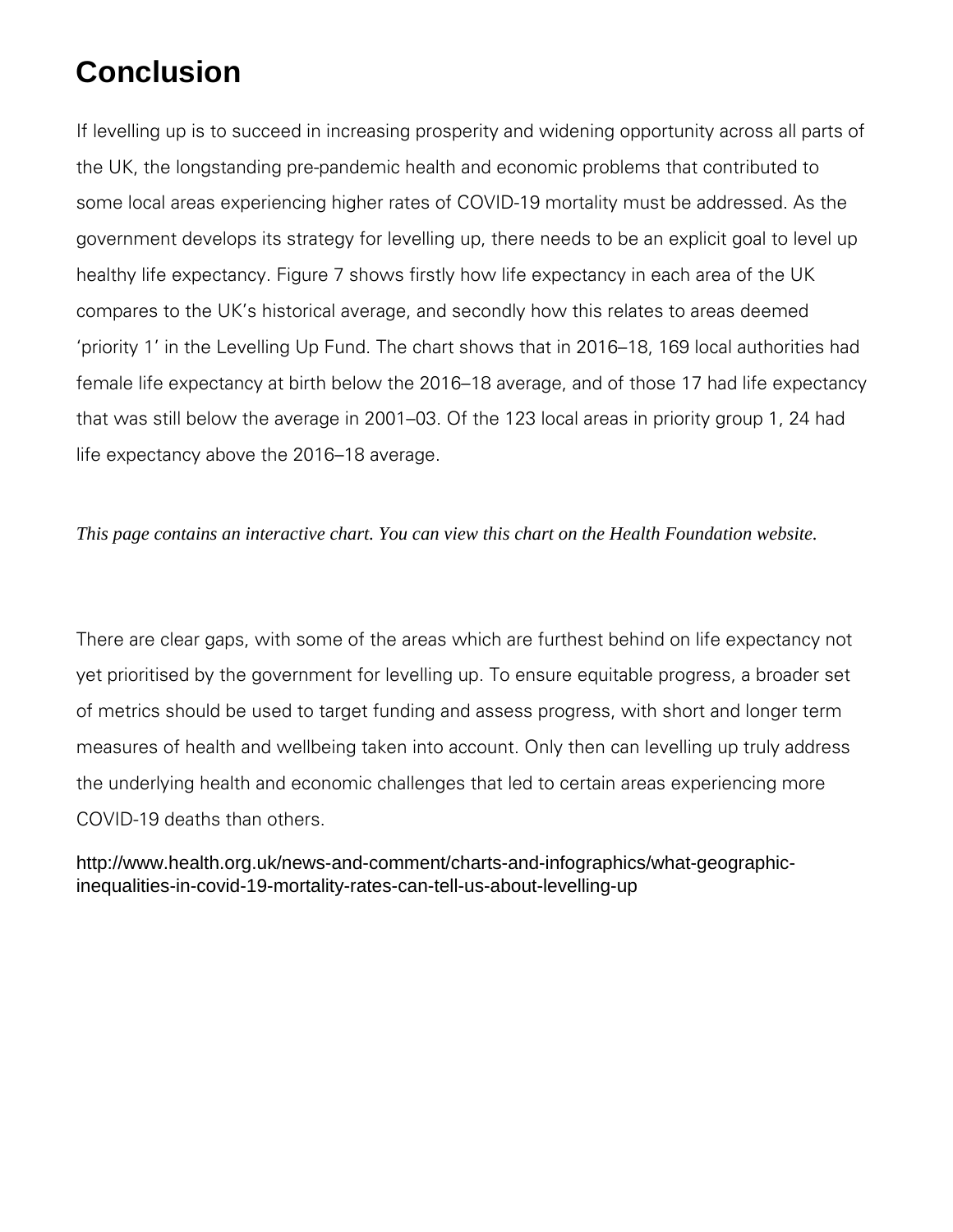## Conclusion

If levelling up is to succeed in increasing prosperity and widening opportunity across all parts of the UK, the longstanding pre-pandemic health and economic problems that contributed to some local areas experiencing higher rates of COVID-19 mortality must be addressed. As the government develops its strategy for levelling up, there needs to be an explicit goal to level up healthy life expectancy. Figure 7 shows firstly how life expectancy in each area of the UK compares to the UK's historical average, and secondly how this relates to areas deemed 'priority 1' in the Levelling Up Fund. The chart shows that in 2016–18, 169 local authorities had female life expectancy at birth below the 2016–18 average, and of those 17 had life expectancy that was still below the average in 2001–03. Of the 123 local areas in priority group 1, 24 had life expectancy above the 2016–18 average.

*This page contains an interactive chart. You can view this chart on the Health Foundation website.*

There are clear gaps, with some of the areas which are furthest behind on life expectancy not yet prioritised by the government for levelling up. To ensure equitable progress, a broader set of metrics should be used to target funding and assess progress, with short and longer term measures of health and wellbeing taken into account. Only then can levelling up truly address the underlying health and economic challenges that led to certain areas experiencing more COVID-19 deaths than others.

http://www.health.org.uk/news-and-comment/charts-and-infographics/what-geographic-inequalities-in-covid-19-mortality-rates-can-tell-us-about-levelling-up